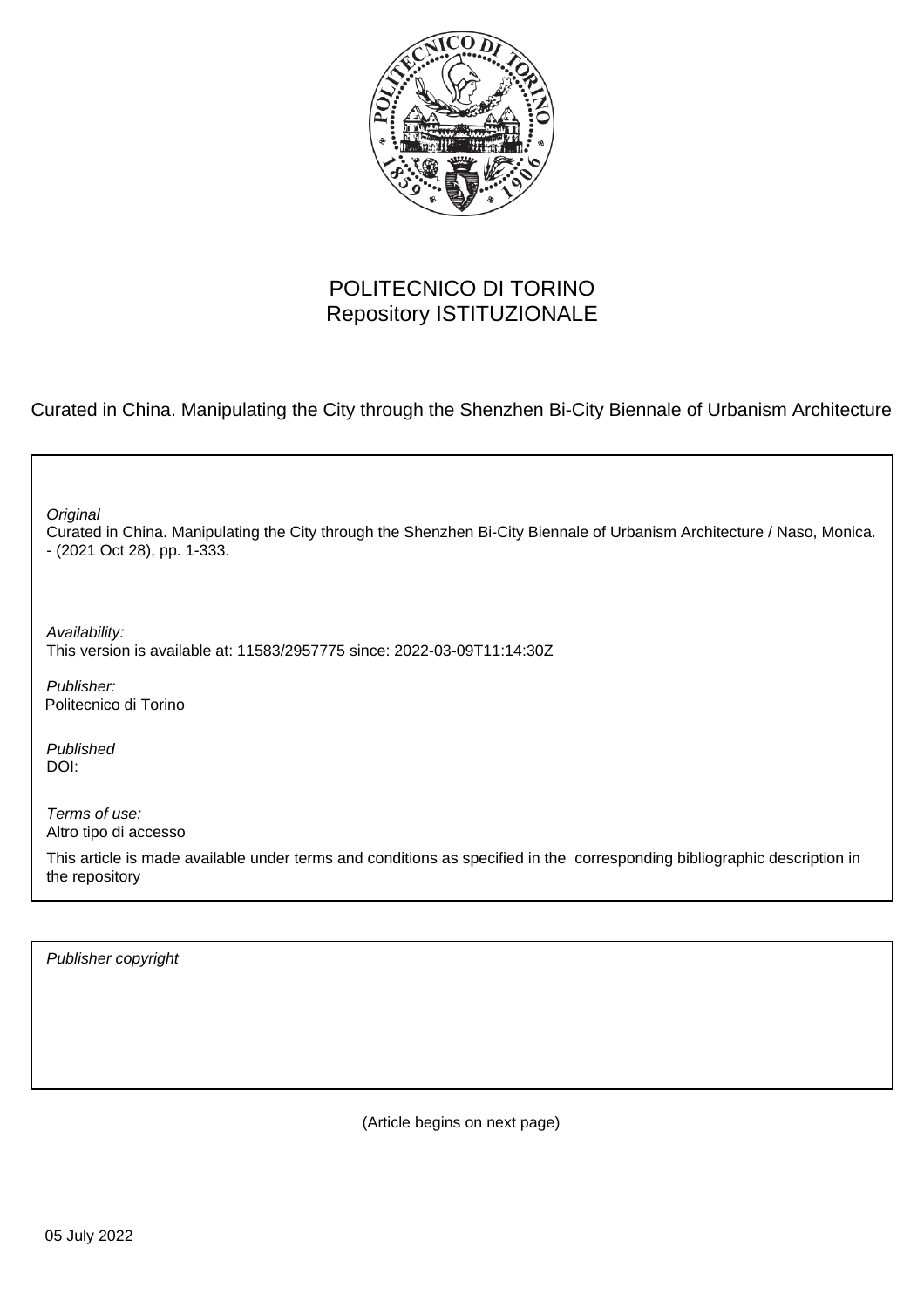POLITECNICO DI TORINO
Repository ISTITUZIONALE

Curated in China. Manipulating the City through the Shenzhen Bi-City Biennale of Urbanism Architecture

*Original*
Curated in China. Manipulating the City through the Shenzhen Bi-City Biennale of Urbanism Architecture / Naso, Monica. - (2021 Oct 28), pp. 1-333.

*Availability:*
This version is available at: 11583/2957775 since: 2022-03-09T11:14:30Z

*Publisher:*
Politecnico di Torino

*Published*
DOI:

*Terms of use:*
Altro tipo di accesso

This article is made available under terms and conditions as specified in the corresponding bibliographic description in the repository

*Publisher copyright*

(Article begins on next page)

05 July 2022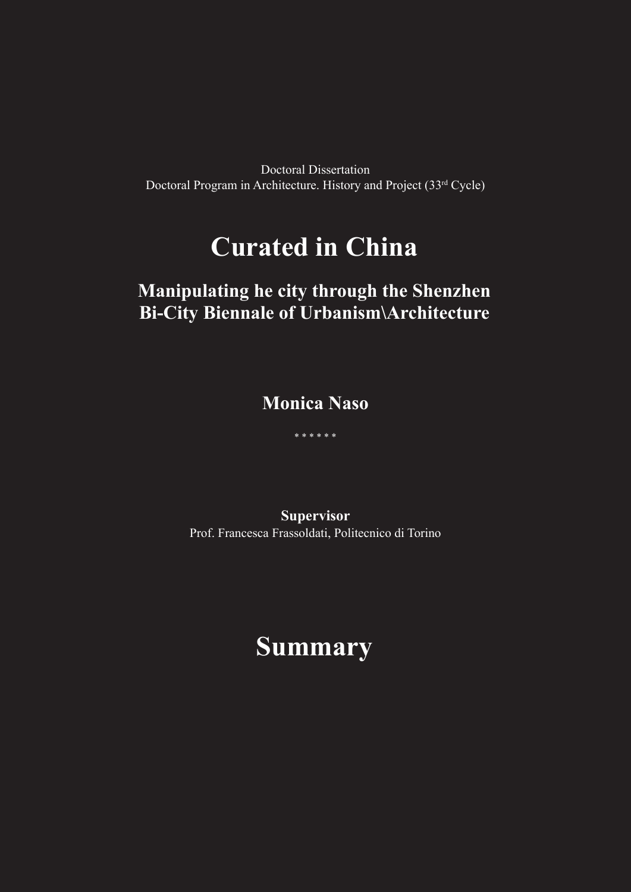Doctoral Dissertation
Doctoral Program in Architecture. History and Project (33rd Cycle)

# Curated in China

## Manipulating he city through the Shenzhen Bi-City Biennale of Urbanism\Architecture

**Monica Naso**

* * * * * *

**Supervisor**
Prof. Francesca Frassoldati, Politecnico di Torino

# Summary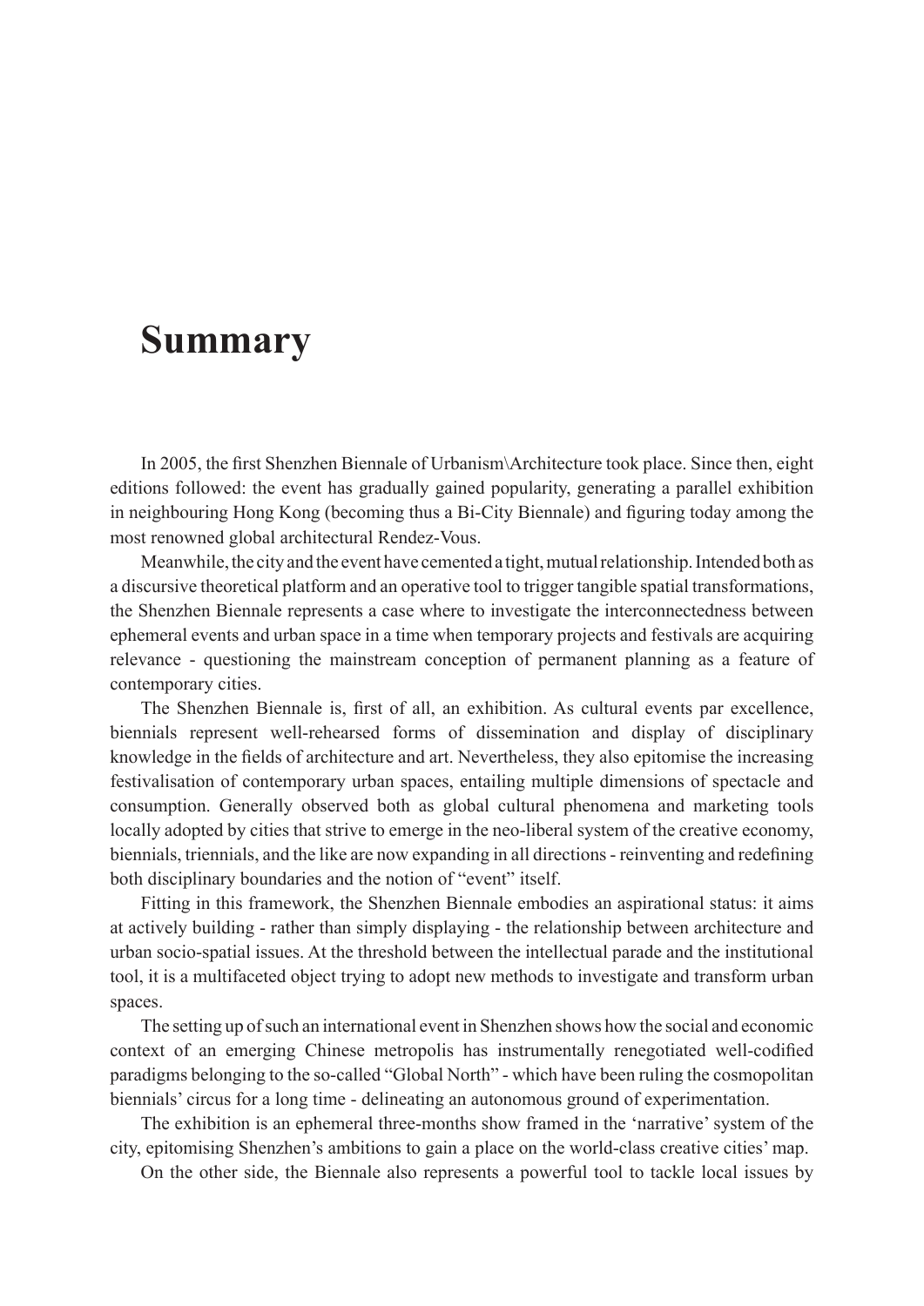# Summary

In 2005, the first Shenzhen Biennale of Urbanism\Architecture took place. Since then, eight editions followed: the event has gradually gained popularity, generating a parallel exhibition in neighbouring Hong Kong (becoming thus a Bi-City Biennale) and figuring today among the most renowned global architectural Rendez-Vous.

Meanwhile, the city and the event have cemented a tight, mutual relationship. Intended both as a discursive theoretical platform and an operative tool to trigger tangible spatial transformations, the Shenzhen Biennale represents a case where to investigate the interconnectedness between ephemeral events and urban space in a time when temporary projects and festivals are acquiring relevance - questioning the mainstream conception of permanent planning as a feature of contemporary cities.

The Shenzhen Biennale is, first of all, an exhibition. As cultural events par excellence, biennials represent well-rehearsed forms of dissemination and display of disciplinary knowledge in the fields of architecture and art. Nevertheless, they also epitomise the increasing festivalisation of contemporary urban spaces, entailing multiple dimensions of spectacle and consumption. Generally observed both as global cultural phenomena and marketing tools locally adopted by cities that strive to emerge in the neo-liberal system of the creative economy, biennials, triennials, and the like are now expanding in all directions - reinventing and redefining both disciplinary boundaries and the notion of "event" itself.

Fitting in this framework, the Shenzhen Biennale embodies an aspirational status: it aims at actively building - rather than simply displaying - the relationship between architecture and urban socio-spatial issues. At the threshold between the intellectual parade and the institutional tool, it is a multifaceted object trying to adopt new methods to investigate and transform urban spaces.

The setting up of such an international event in Shenzhen shows how the social and economic context of an emerging Chinese metropolis has instrumentally renegotiated well-codified paradigms belonging to the so-called "Global North" - which have been ruling the cosmopolitan biennials' circus for a long time - delineating an autonomous ground of experimentation.

The exhibition is an ephemeral three-months show framed in the 'narrative' system of the city, epitomising Shenzhen's ambitions to gain a place on the world-class creative cities' map.

On the other side, the Biennale also represents a powerful tool to tackle local issues by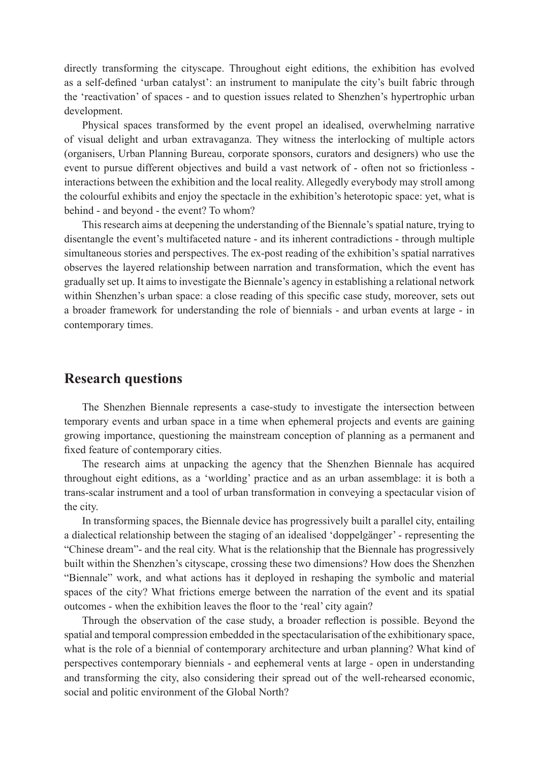directly transforming the cityscape. Throughout eight editions, the exhibition has evolved as a self-defined 'urban catalyst': an instrument to manipulate the city's built fabric through the 'reactivation' of spaces - and to question issues related to Shenzhen's hypertrophic urban development.

Physical spaces transformed by the event propel an idealised, overwhelming narrative of visual delight and urban extravaganza. They witness the interlocking of multiple actors (organisers, Urban Planning Bureau, corporate sponsors, curators and designers) who use the event to pursue different objectives and build a vast network of - often not so frictionless - interactions between the exhibition and the local reality. Allegedly everybody may stroll among the colourful exhibits and enjoy the spectacle in the exhibition's heterotopic space: yet, what is behind - and beyond - the event? To whom?

This research aims at deepening the understanding of the Biennale's spatial nature, trying to disentangle the event's multifaceted nature - and its inherent contradictions - through multiple simultaneous stories and perspectives. The ex-post reading of the exhibition's spatial narratives observes the layered relationship between narration and transformation, which the event has gradually set up. It aims to investigate the Biennale's agency in establishing a relational network within Shenzhen's urban space: a close reading of this specific case study, moreover, sets out a broader framework for understanding the role of biennials - and urban events at large - in contemporary times.

## Research questions

The Shenzhen Biennale represents a case-study to investigate the intersection between temporary events and urban space in a time when ephemeral projects and events are gaining growing importance, questioning the mainstream conception of planning as a permanent and fixed feature of contemporary cities.

The research aims at unpacking the agency that the Shenzhen Biennale has acquired throughout eight editions, as a 'worlding' practice and as an urban assemblage: it is both a trans-scalar instrument and a tool of urban transformation in conveying a spectacular vision of the city.

In transforming spaces, the Biennale device has progressively built a parallel city, entailing a dialectical relationship between the staging of an idealised 'doppelgänger' - representing the "Chinese dream"- and the real city. What is the relationship that the Biennale has progressively built within the Shenzhen's cityscape, crossing these two dimensions? How does the Shenzhen "Biennale" work, and what actions has it deployed in reshaping the symbolic and material spaces of the city? What frictions emerge between the narration of the event and its spatial outcomes - when the exhibition leaves the floor to the 'real' city again?

Through the observation of the case study, a broader reflection is possible. Beyond the spatial and temporal compression embedded in the spectacularisation of the exhibitionary space, what is the role of a biennial of contemporary architecture and urban planning? What kind of perspectives contemporary biennials - and eephemeral vents at large - open in understanding and transforming the city, also considering their spread out of the well-rehearsed economic, social and politic environment of the Global North?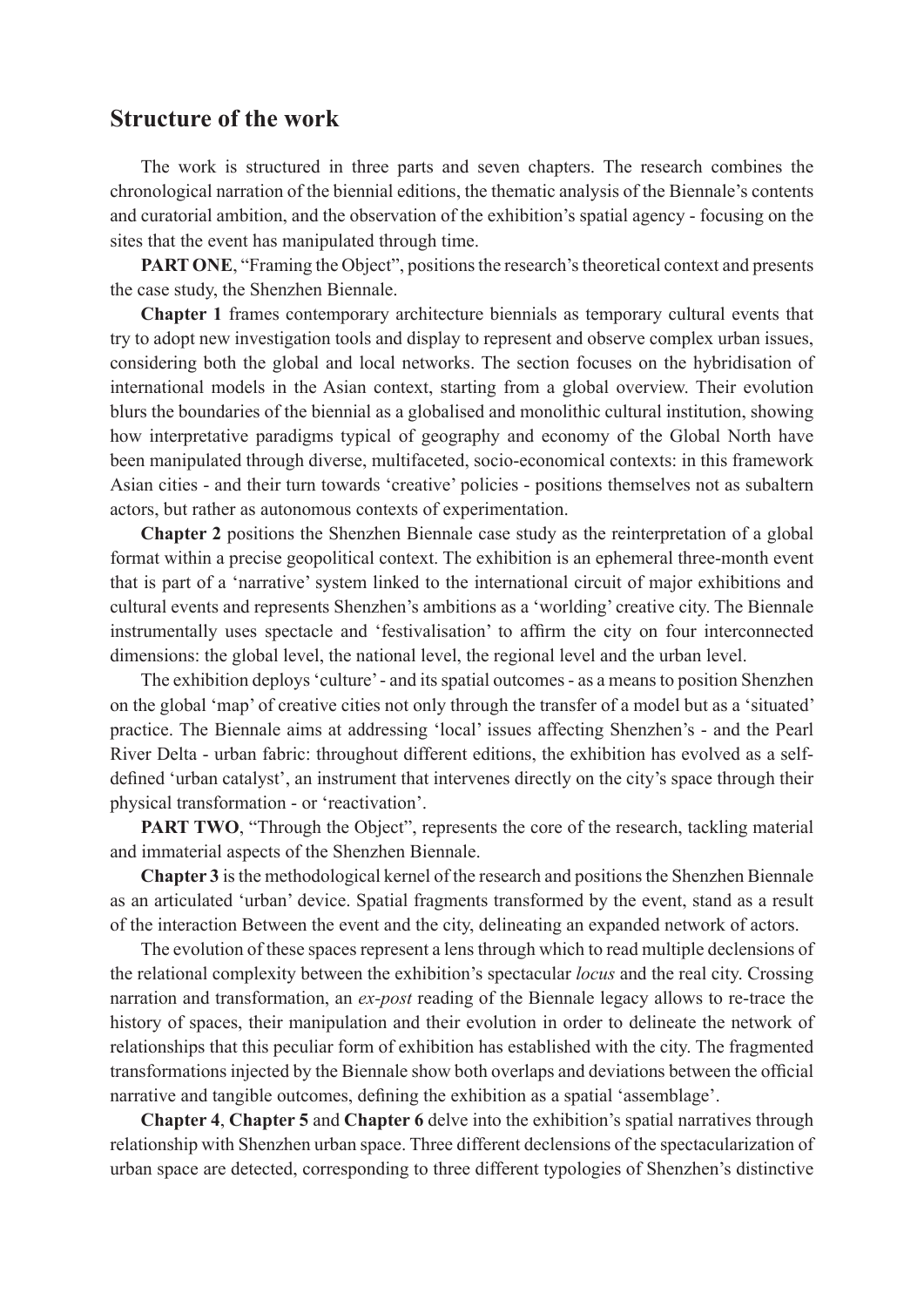## Structure of the work

The work is structured in three parts and seven chapters. The research combines the chronological narration of the biennial editions, the thematic analysis of the Biennale's contents and curatorial ambition, and the observation of the exhibition's spatial agency - focusing on the sites that the event has manipulated through time.

**PART ONE**, "Framing the Object", positions the research's theoretical context and presents the case study, the Shenzhen Biennale.

**Chapter 1** frames contemporary architecture biennials as temporary cultural events that try to adopt new investigation tools and display to represent and observe complex urban issues, considering both the global and local networks. The section focuses on the hybridisation of international models in the Asian context, starting from a global overview. Their evolution blurs the boundaries of the biennial as a globalised and monolithic cultural institution, showing how interpretative paradigms typical of geography and economy of the Global North have been manipulated through diverse, multifaceted, socio-economical contexts: in this framework Asian cities - and their turn towards 'creative' policies - positions themselves not as subaltern actors, but rather as autonomous contexts of experimentation.

**Chapter 2** positions the Shenzhen Biennale case study as the reinterpretation of a global format within a precise geopolitical context. The exhibition is an ephemeral three-month event that is part of a 'narrative' system linked to the international circuit of major exhibitions and cultural events and represents Shenzhen's ambitions as a 'worlding' creative city. The Biennale instrumentally uses spectacle and 'festivalisation' to affirm the city on four interconnected dimensions: the global level, the national level, the regional level and the urban level.

The exhibition deploys 'culture' - and its spatial outcomes - as a means to position Shenzhen on the global 'map' of creative cities not only through the transfer of a model but as a 'situated' practice. The Biennale aims at addressing 'local' issues affecting Shenzhen's - and the Pearl River Delta - urban fabric: throughout different editions, the exhibition has evolved as a self-defined 'urban catalyst', an instrument that intervenes directly on the city's space through their physical transformation - or 'reactivation'.

**PART TWO**, "Through the Object", represents the core of the research, tackling material and immaterial aspects of the Shenzhen Biennale.

**Chapter 3** is the methodological kernel of the research and positions the Shenzhen Biennale as an articulated 'urban' device. Spatial fragments transformed by the event, stand as a result of the interaction Between the event and the city, delineating an expanded network of actors.

The evolution of these spaces represent a lens through which to read multiple declensions of the relational complexity between the exhibition's spectacular *locus* and the real city. Crossing narration and transformation, an *ex-post* reading of the Biennale legacy allows to re-trace the history of spaces, their manipulation and their evolution in order to delineate the network of relationships that this peculiar form of exhibition has established with the city. The fragmented transformations injected by the Biennale show both overlaps and deviations between the official narrative and tangible outcomes, defining the exhibition as a spatial 'assemblage'.

**Chapter 4**, **Chapter 5** and **Chapter 6** delve into the exhibition's spatial narratives through relationship with Shenzhen urban space. Three different declensions of the spectacularization of urban space are detected, corresponding to three different typologies of Shenzhen's distinctive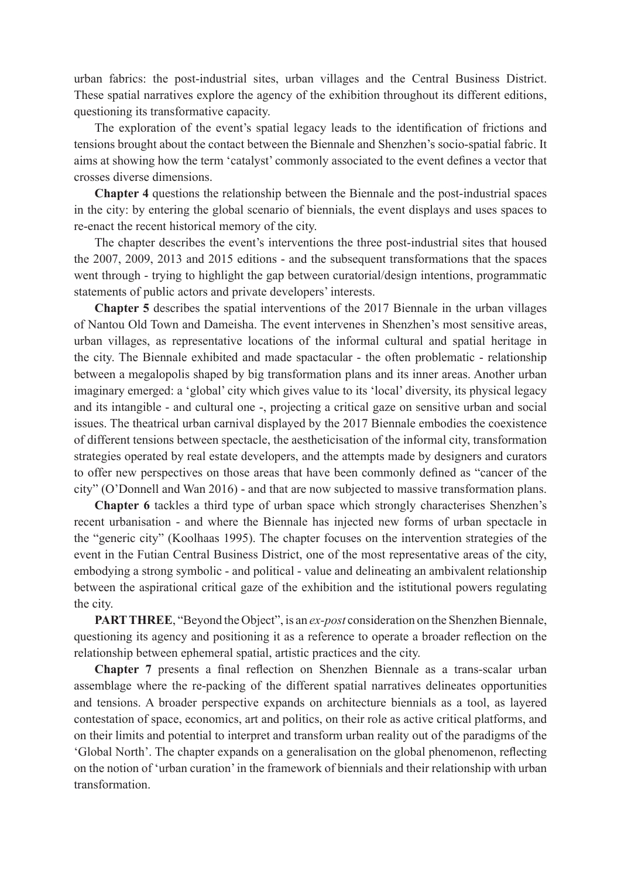urban fabrics: the post-industrial sites, urban villages and the Central Business District. These spatial narratives explore the agency of the exhibition throughout its different editions, questioning its transformative capacity.

The exploration of the event's spatial legacy leads to the identification of frictions and tensions brought about the contact between the Biennale and Shenzhen's socio-spatial fabric. It aims at showing how the term 'catalyst' commonly associated to the event defines a vector that crosses diverse dimensions.

**Chapter 4** questions the relationship between the Biennale and the post-industrial spaces in the city: by entering the global scenario of biennials, the event displays and uses spaces to re-enact the recent historical memory of the city.

The chapter describes the event's interventions the three post-industrial sites that housed the 2007, 2009, 2013 and 2015 editions - and the subsequent transformations that the spaces went through - trying to highlight the gap between curatorial/design intentions, programmatic statements of public actors and private developers' interests.

**Chapter 5** describes the spatial interventions of the 2017 Biennale in the urban villages of Nantou Old Town and Dameisha. The event intervenes in Shenzhen's most sensitive areas, urban villages, as representative locations of the informal cultural and spatial heritage in the city. The Biennale exhibited and made spactacular - the often problematic - relationship between a megalopolis shaped by big transformation plans and its inner areas. Another urban imaginary emerged: a 'global' city which gives value to its 'local' diversity, its physical legacy and its intangible - and cultural one -, projecting a critical gaze on sensitive urban and social issues. The theatrical urban carnival displayed by the 2017 Biennale embodies the coexistence of different tensions between spectacle, the aestheticisation of the informal city, transformation strategies operated by real estate developers, and the attempts made by designers and curators to offer new perspectives on those areas that have been commonly defined as "cancer of the city" (O'Donnell and Wan 2016) - and that are now subjected to massive transformation plans.

**Chapter 6** tackles a third type of urban space which strongly characterises Shenzhen's recent urbanisation - and where the Biennale has injected new forms of urban spectacle in the "generic city" (Koolhaas 1995). The chapter focuses on the intervention strategies of the event in the Futian Central Business District, one of the most representative areas of the city, embodying a strong symbolic - and political - value and delineating an ambivalent relationship between the aspirational critical gaze of the exhibition and the istitutional powers regulating the city.

**PART THREE**, "Beyond the Object", is an *ex-post* consideration on the Shenzhen Biennale, questioning its agency and positioning it as a reference to operate a broader reflection on the relationship between ephemeral spatial, artistic practices and the city.

**Chapter 7** presents a final reflection on Shenzhen Biennale as a trans-scalar urban assemblage where the re-packing of the different spatial narratives delineates opportunities and tensions. A broader perspective expands on architecture biennials as a tool, as layered contestation of space, economics, art and politics, on their role as active critical platforms, and on their limits and potential to interpret and transform urban reality out of the paradigms of the 'Global North'. The chapter expands on a generalisation on the global phenomenon, reflecting on the notion of 'urban curation' in the framework of biennials and their relationship with urban transformation.